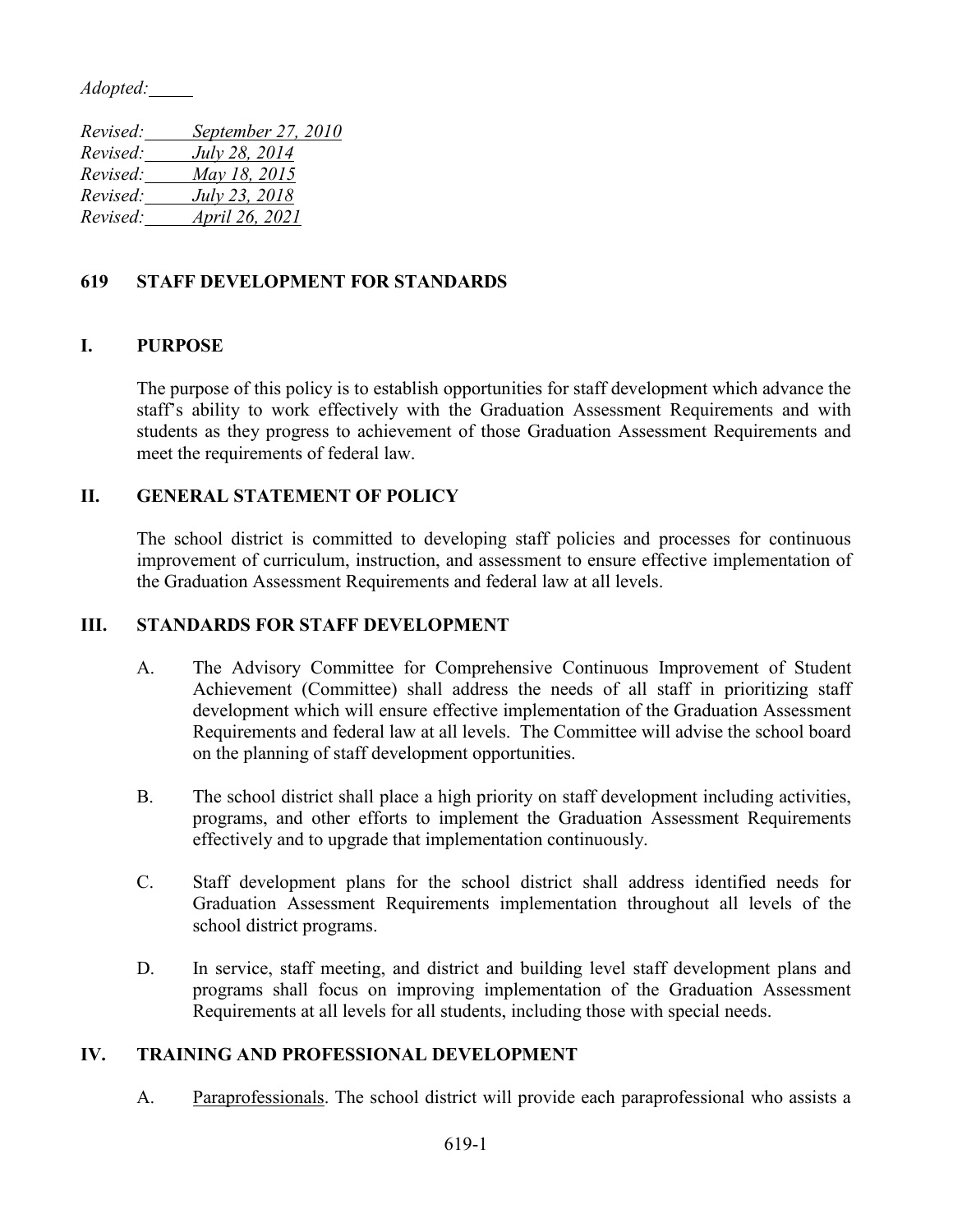*Adopted:*

*Revised: September 27, 2010*
*Revised: July 28, 2014*
*Revised: May 18, 2015*
*Revised: July 23, 2018*
*Revised: April 26, 2021*

# 619 STAFF DEVELOPMENT FOR STANDARDS

## I. PURPOSE

The purpose of this policy is to establish opportunities for staff development which advance the staff's ability to work effectively with the Graduation Assessment Requirements and with students as they progress to achievement of those Graduation Assessment Requirements and meet the requirements of federal law.

## II. GENERAL STATEMENT OF POLICY

The school district is committed to developing staff policies and processes for continuous improvement of curriculum, instruction, and assessment to ensure effective implementation of the Graduation Assessment Requirements and federal law at all levels.

## III. STANDARDS FOR STAFF DEVELOPMENT

A. The Advisory Committee for Comprehensive Continuous Improvement of Student Achievement (Committee) shall address the needs of all staff in prioritizing staff development which will ensure effective implementation of the Graduation Assessment Requirements and federal law at all levels. The Committee will advise the school board on the planning of staff development opportunities.

B. The school district shall place a high priority on staff development including activities, programs, and other efforts to implement the Graduation Assessment Requirements effectively and to upgrade that implementation continuously.

C. Staff development plans for the school district shall address identified needs for Graduation Assessment Requirements implementation throughout all levels of the school district programs.

D. In service, staff meeting, and district and building level staff development plans and programs shall focus on improving implementation of the Graduation Assessment Requirements at all levels for all students, including those with special needs.

## IV. TRAINING AND PROFESSIONAL DEVELOPMENT

A. Paraprofessionals. The school district will provide each paraprofessional who assists a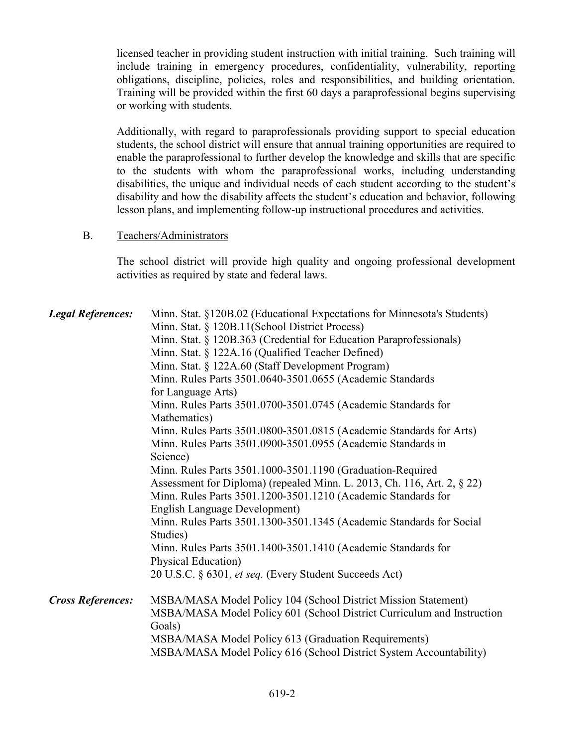licensed teacher in providing student instruction with initial training. Such training will include training in emergency procedures, confidentiality, vulnerability, reporting obligations, discipline, policies, roles and responsibilities, and building orientation. Training will be provided within the first 60 days a paraprofessional begins supervising or working with students.

Additionally, with regard to paraprofessionals providing support to special education students, the school district will ensure that annual training opportunities are required to enable the paraprofessional to further develop the knowledge and skills that are specific to the students with whom the paraprofessional works, including understanding disabilities, the unique and individual needs of each student according to the student's disability and how the disability affects the student's education and behavior, following lesson plans, and implementing follow-up instructional procedures and activities.

B. Teachers/Administrators

The school district will provide high quality and ongoing professional development activities as required by state and federal laws.

***Legal References:***

Minn. Stat. §120B.02 (Educational Expectations for Minnesota's Students)
Minn. Stat. § 120B.11(School District Process)
Minn. Stat. § 120B.363 (Credential for Education Paraprofessionals)
Minn. Stat. § 122A.16 (Qualified Teacher Defined)
Minn. Stat. § 122A.60 (Staff Development Program)
Minn. Rules Parts 3501.0640-3501.0655 (Academic Standards for Language Arts)
Minn. Rules Parts 3501.0700-3501.0745 (Academic Standards for Mathematics)
Minn. Rules Parts 3501.0800-3501.0815 (Academic Standards for Arts)
Minn. Rules Parts 3501.0900-3501.0955 (Academic Standards in Science)
Minn. Rules Parts 3501.1000-3501.1190 (Graduation-Required Assessment for Diploma) (repealed Minn. L. 2013, Ch. 116, Art. 2, § 22)
Minn. Rules Parts 3501.1200-3501.1210 (Academic Standards for English Language Development)
Minn. Rules Parts 3501.1300-3501.1345 (Academic Standards for Social Studies)
Minn. Rules Parts 3501.1400-3501.1410 (Academic Standards for Physical Education)
20 U.S.C. § 6301, *et seq.* (Every Student Succeeds Act)

***Cross References:***

MSBA/MASA Model Policy 104 (School District Mission Statement)
MSBA/MASA Model Policy 601 (School District Curriculum and Instruction Goals)
MSBA/MASA Model Policy 613 (Graduation Requirements)
MSBA/MASA Model Policy 616 (School District System Accountability)